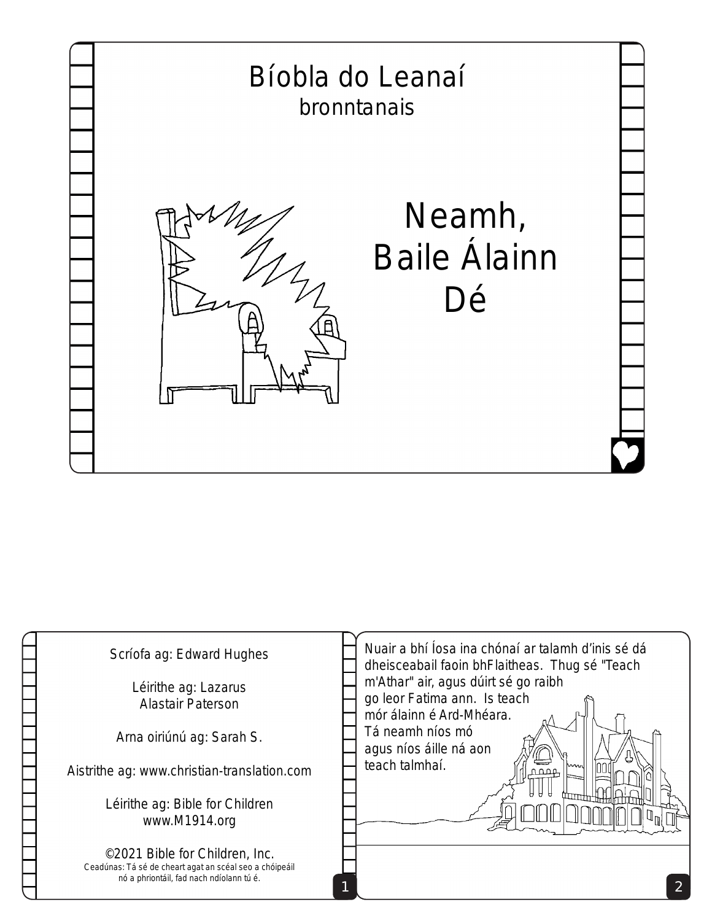# Bíobla do Leanaí

bronntanais

# Neamh, Baile Álainn Dé

Scríofa ag: Edward Hughes

Léirithe ag: Lazarus
Alastair Paterson

Arna oiriúnú ag: Sarah S.

Aistrithe ag: www.christian-translation.com

Léirithe ag: Bible for Children
www.M1914.org

©2021 Bible for Children, Inc.
Ceadúnas: Tá sé de cheart agat an scéal seo a chóipeáil nó a phriontáil, fad nach ndíolann tú é.

Nuair a bhí Íosa ina chónaí ar talamh d'inis sé dá dheisceabail faoin bhFlaitheas. Thug sé "Teach m'Athar" air, agus dúirt sé go raibh go leor Fatima ann. Is teach mór álainn é Ard-Mhéara. Tá neamh níos mó agus níos áille ná aon teach talmhaí.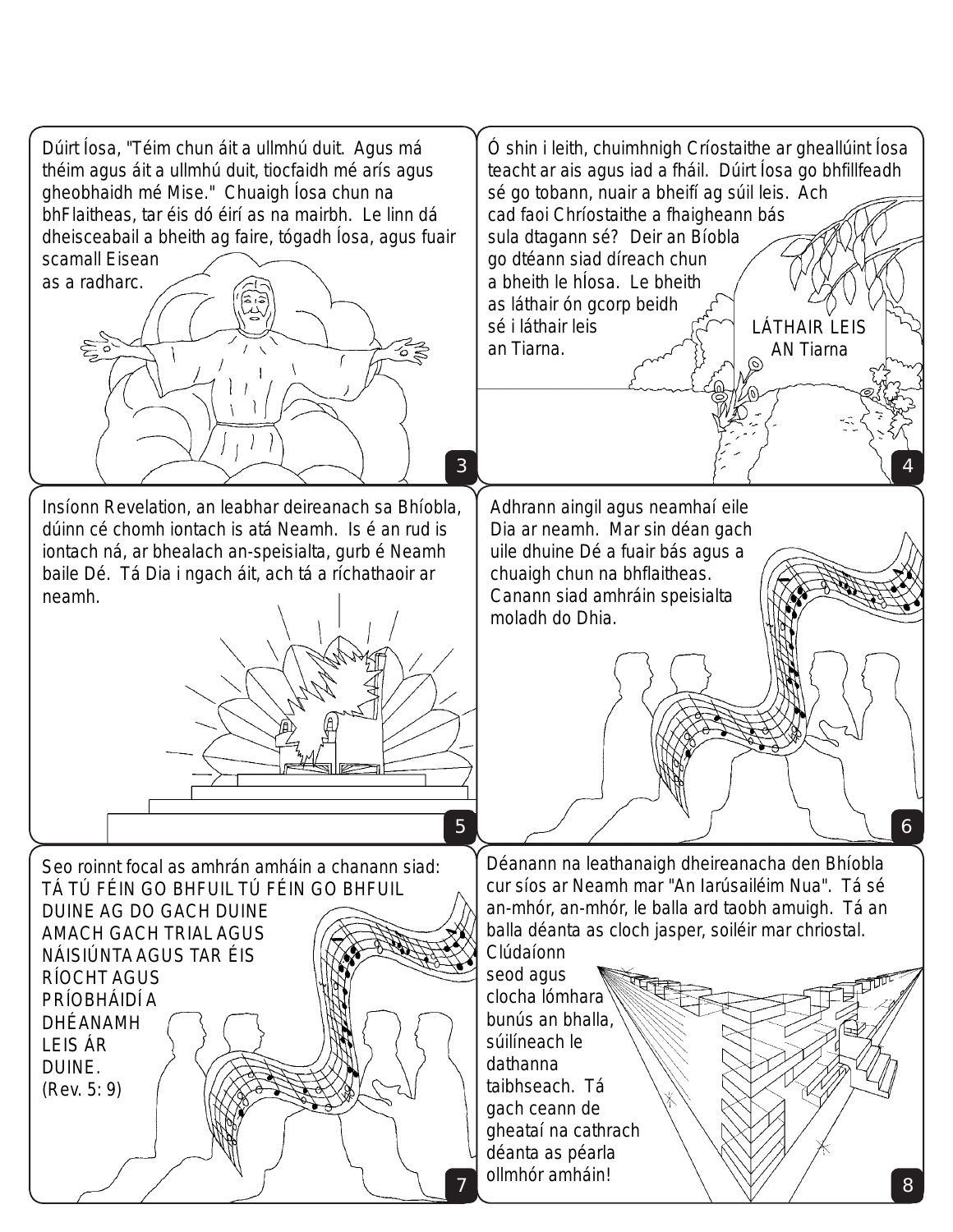Dúirt Íosa, "Téim chun áit a ullmhú duit. Agus má théim agus áit a ullmhú duit, tiocfaidh mé arís agus gheobhaidh mé Mise." Chuaigh Íosa chun na bhFlaitheas, tar éis dó éirí as na mairbh. Le linn dá dheisceabail a bheith ag faire, tógadh Íosa, agus fuair scamall Eisean as a radharc.

Ó shin i leith, chuimhnigh Críostaithe ar gheallúint Íosa teacht ar ais agus iad a fháil. Dúirt Íosa go bhfillfeadh sé go tobann, nuair a bheifí ag súil leis. Ach cad faoi Chríostaithe a fhaigheann bás sula dtagann sé? Deir an Bíobla go dtéann siad díreach chun a bheith le hÍosa. Le bheith as láthair ón gcorp beidh sé i láthair leis an Tiarna.

LÁTHAIR LEIS AN Tiarna

Insíonn Revelation, an leabhar deireanach sa Bhíobla, dúinn cé chomh iontach is atá Neamh. Is é an rud is iontach ná, ar bhealach an-speisialta, gurb é Neamh baile Dé. Tá Dia i ngach áit, ach tá a ríchathaoir ar neamh.

Adhrann aingil agus neamhaí eile Dia ar neamh. Mar sin déan gach uile dhuine Dé a fuair bás agus a chuaigh chun na bhflaitheas. Canann siad amhráin speisialta moladh do Dhia.

Seo roinnt focal as amhrán amháin a chanann siad: TÁ TÚ FÉIN GO BHFUIL TÚ FÉIN GO BHFUIL DUINE AG DO GACH DUINE AMACH GACH TRIAL AGUS NÁISIÚNTA AGUS TAR ÉIS RÍOCHT AGUS PRÍOBHÁIDÍ A DHÉANAMH LEIS ÁR DUINE. (Rev. 5: 9)

Déanann na leathanaigh dheireanacha den Bhíobla cur síos ar Neamh mar "An Iarúsailéim Nua". Tá sé an-mhór, an-mhór, le balla ard taobh amuigh. Tá an balla déanta as cloch jasper, soiléir mar chriostal. Clúdaíonn seod agus clocha lómhara bunús an bhalla, súilíneach le dathanna taibhseach. Tá gach ceann de gheataí na cathrach déanta as péarla ollmhór amháin!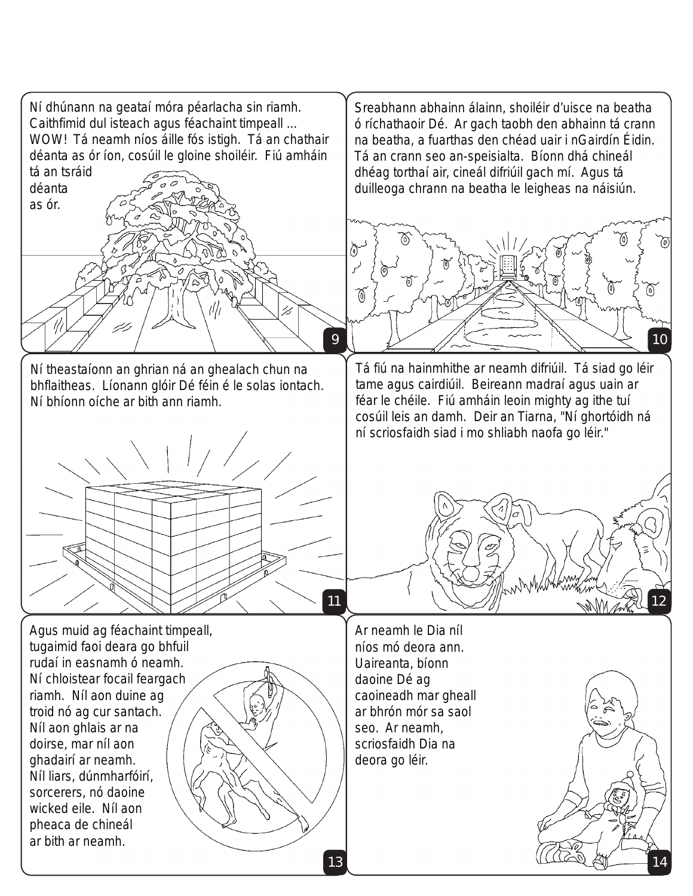Ní dhúnann na geataí móra péarlacha sin riamh. Caithfimid dul isteach agus féachaint timpeall ... WOW! Tá neamh níos áille fós istigh. Tá an chathair déanta as ór íon, cosúil le gloine shoiléir. Fiú amháin tá an tsráid déanta as ór.

Sreabhann abhainn álainn, shoiléir d'uisce na beatha ó ríchathaoir Dé. Ar gach taobh den abhainn tá crann na beatha, a fuarthas den chéad uair i nGairdín Éidin. Tá an crann seo an-speisialta. Bíonn dhá chineál dhéag torthaí air, cineál difriúil gach mí. Agus tá duilleoga chrann na beatha le leigheas na náisiún.

Ní theastaíonn an ghrian ná an ghealach chun na bhflaitheas. Líonann glóir Dé féin é le solas iontach. Ní bhíonn oíche ar bith ann riamh.

Tá fiú na hainmhithe ar neamh difriúil. Tá siad go léir tame agus cairdiúil. Beireann madraí agus uain ar féar le chéile. Fiú amháin leoin mighty ag ithe tuí cosúil leis an damh. Deir an Tiarna, "Ní ghortóidh ná ní scriosfaidh siad i mo shliabh naofa go léir."

Agus muid ag féachaint timpeall, tugaimid faoi deara go bhfuil rudaí in easnamh ó neamh. Ní chloistear focail feargach riamh. Níl aon duine ag troid nó ag cur santach. Níl aon ghlais ar na doirse, mar níl aon ghadairí ar neamh. Níl liars, dúnmharfóirí, sorcerers, nó daoine wicked eile. Níl aon pheaca de chineál ar bith ar neamh.

Ar neamh le Dia níl níos mó deora ann. Uaireanta, bíonn daoine Dé ag caoineadh mar gheall ar bhrón mór sa saol seo. Ar neamh, scriosfaidh Dia na deora go léir.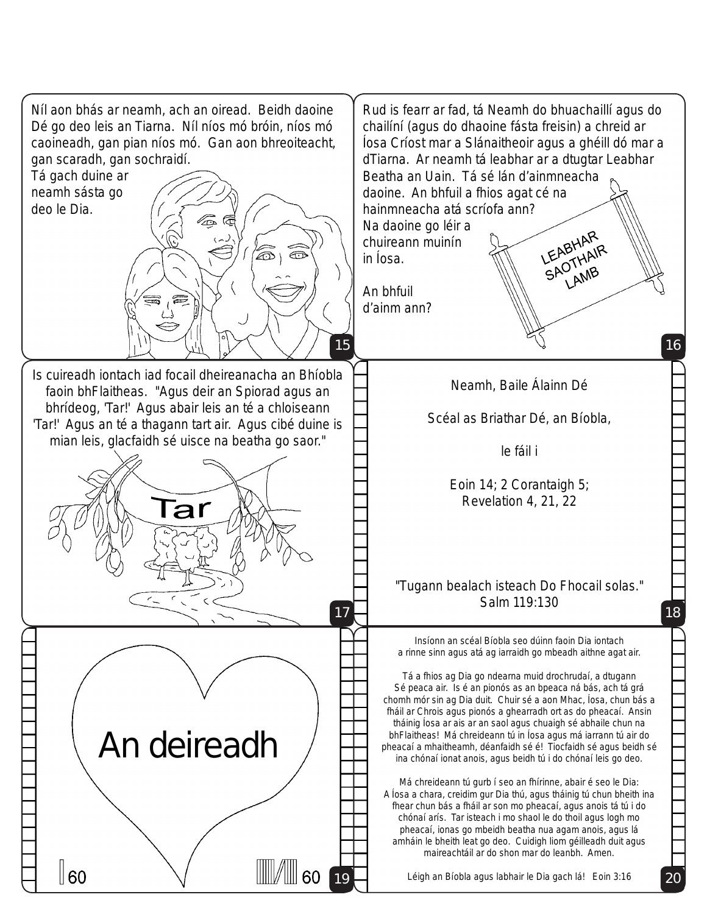Níl aon bhás ar neamh, ach an oiread. Beidh daoine Dé go deo leis an Tiarna. Níl níos mó bróin, níos mó caoineadh, gan pian níos mó. Gan aon bhreoiteacht, gan scaradh, gan sochraidí.

Tá gach duine ar neamh sásta go deo le Dia.

Rud is fearr ar fad, tá Neamh do bhuachaillí agus do chailíní (agus do dhaoine fásta freisin) a chreid ar Íosa Críost mar a Slánaitheoir agus a ghéill dó mar a dTiarna. Ar neamh tá leabhar ar a dtugtar Leabhar Beatha an Uain. Tá sé lán d'ainmneacha daoine. An bhfuil a fhios agat cé na hainmneacha atá scríofa ann? Na daoine go léir a chuireann muinín in Íosa.

An bhfuil d'ainm ann?

LEABHAR SAOTHAIR LAMB

Is cuireadh iontach iad focail dheireanacha an Bhíobla faoin bhFlaitheas. "Agus deir an Spiorad agus an bhrídeog, 'Tar!' Agus abair leis an té a chloiseann 'Tar!' Agus an té a thagann tart air. Agus cibé duine is mian leis, glacfaidh sé uisce na beatha go saor."

Tar

Neamh, Baile Álainn Dé

Scéal as Briathar Dé, an Bíobla,

le fáil i

Eoin 14; 2 Corantaigh 5;
Revelation 4, 21, 22

"Tugann bealach isteach Do Fhocail solas."
Salm 119:130

An deireadh

60

60

Insíonn an scéal Bíobla seo dúinn faoin Dia iontach a rinne sinn agus atá ag iarraidh go mbeadh aithne agat air.

Tá a fhios ag Dia go ndearna muid drochrudaí, a dtugann Sé peaca air. Is é an pionós as an bpeaca ná bás, ach tá grá chomh mór sin ag Dia duit. Chuir sé a aon Mhac, Íosa, chun bás a fháil ar Chrois agus pionós a ghearradh ort as do pheacaí. Ansin tháinig Íosa ar ais ar an saol agus chuaigh sé abhaile chun na bhFlaitheas! Má chreideann tú in Íosa agus má iarrann tú air do pheacaí a mhaitheamh, déanfaidh sé é! Tiocfaidh sé agus beidh sé ina chónaí ionat anois, agus beidh tú i do chónaí leis go deo.

Má chreideann tú gurb í seo an fhírinne, abair é seo le Dia:
A Íosa a chara, creidim gur Dia thú, agus tháinig tú chun bheith ina fhear chun bás a fháil ar son mo pheacaí, agus anois tá tú i do chónaí arís. Tar isteach i mo shaol le do thoil agus logh mo pheacaí, ionas go mbeidh beatha nua agam anois, agus lá amháin le bheith leat go deo. Cuidigh liom géilleadh duit agus maireachtáil ar do shon mar do leanbh. Amen.

Léigh an Bíobla agus labhair le Dia gach lá! Eoin 3:16